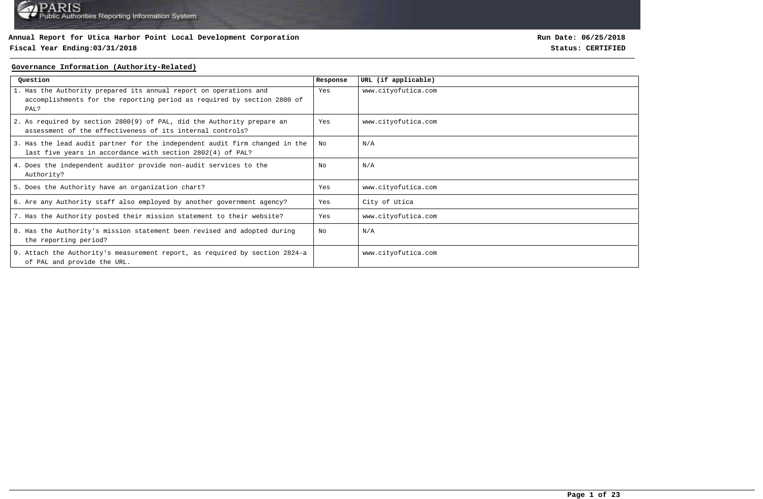**Annual Report for Utica Harbor Point Local Development Corporation**

**Fiscal Year Ending:03/31/2018**

**Run Date: 06/25/2018**

**Status: CERTIFIED**

## Governance Information (Authority-Related)

| Question | Response | URL (if applicable) |
|---|---|---|
| 1. Has the Authority prepared its annual report on operations and accomplishments for the reporting period as required by section 2800 of PAL? | Yes | www.cityofutica.com |
| 2. As required by section 2800(9) of PAL, did the Authority prepare an assessment of the effectiveness of its internal controls? | Yes | www.cityofutica.com |
| 3. Has the lead audit partner for the independent audit firm changed in the last five years in accordance with section 2802(4) of PAL? | No | N/A |
| 4. Does the independent auditor provide non-audit services to the Authority? | No | N/A |
| 5. Does the Authority have an organization chart? | Yes | www.cityofutica.com |
| 6. Are any Authority staff also employed by another government agency? | Yes | City of Utica |
| 7. Has the Authority posted their mission statement to their website? | Yes | www.cityofutica.com |
| 8. Has the Authority's mission statement been revised and adopted during the reporting period? | No | N/A |
| 9. Attach the Authority's measurement report, as required by section 2824-a of PAL and provide the URL. | | www.cityofutica.com |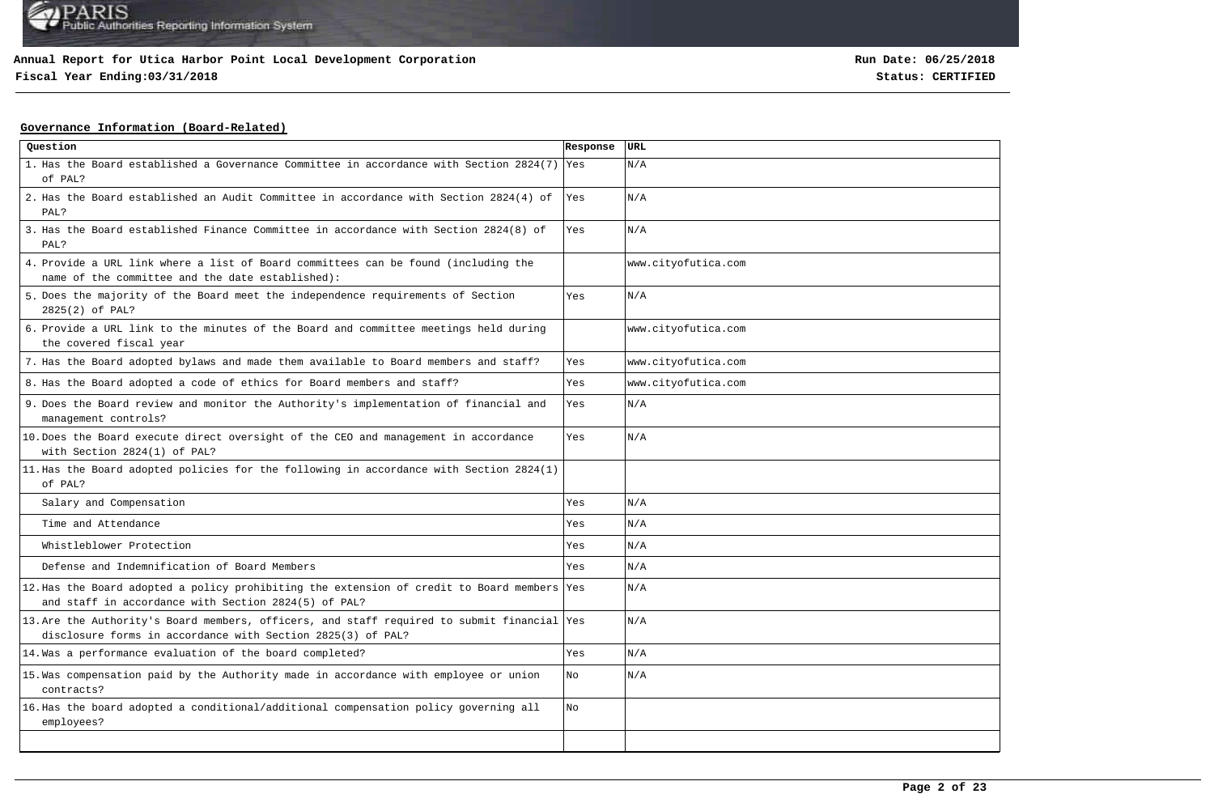**Annual Report for Utica Harbor Point Local Development Corporation**
**Fiscal Year Ending:03/31/2018**

**Run Date: 06/25/2018**
**Status: CERTIFIED**

## Governance Information (Board-Related)

| Question | Response | URL |
|---|---|---|
| 1. Has the Board established a Governance Committee in accordance with Section 2824(7) of PAL? | Yes | N/A |
| 2. Has the Board established an Audit Committee in accordance with Section 2824(4) of PAL? | Yes | N/A |
| 3. Has the Board established Finance Committee in accordance with Section 2824(8) of PAL? | Yes | N/A |
| 4. Provide a URL link where a list of Board committees can be found (including the name of the committee and the date established): | | www.cityofutica.com |
| 5. Does the majority of the Board meet the independence requirements of Section 2825(2) of PAL? | Yes | N/A |
| 6. Provide a URL link to the minutes of the Board and committee meetings held during the covered fiscal year | | www.cityofutica.com |
| 7. Has the Board adopted bylaws and made them available to Board members and staff? | Yes | www.cityofutica.com |
| 8. Has the Board adopted a code of ethics for Board members and staff? | Yes | www.cityofutica.com |
| 9. Does the Board review and monitor the Authority's implementation of financial and management controls? | Yes | N/A |
| 10. Does the Board execute direct oversight of the CEO and management in accordance with Section 2824(1) of PAL? | Yes | N/A |
| 11. Has the Board adopted policies for the following in accordance with Section 2824(1) of PAL? | | |
| Salary and Compensation | Yes | N/A |
| Time and Attendance | Yes | N/A |
| Whistleblower Protection | Yes | N/A |
| Defense and Indemnification of Board Members | Yes | N/A |
| 12. Has the Board adopted a policy prohibiting the extension of credit to Board members and staff in accordance with Section 2824(5) of PAL? | Yes | N/A |
| 13. Are the Authority's Board members, officers, and staff required to submit financial disclosure forms in accordance with Section 2825(3) of PAL? | Yes | N/A |
| 14. Was a performance evaluation of the board completed? | Yes | N/A |
| 15. Was compensation paid by the Authority made in accordance with employee or union contracts? | No | N/A |
| 16. Has the board adopted a conditional/additional compensation policy governing all employees? | No | |
| | | |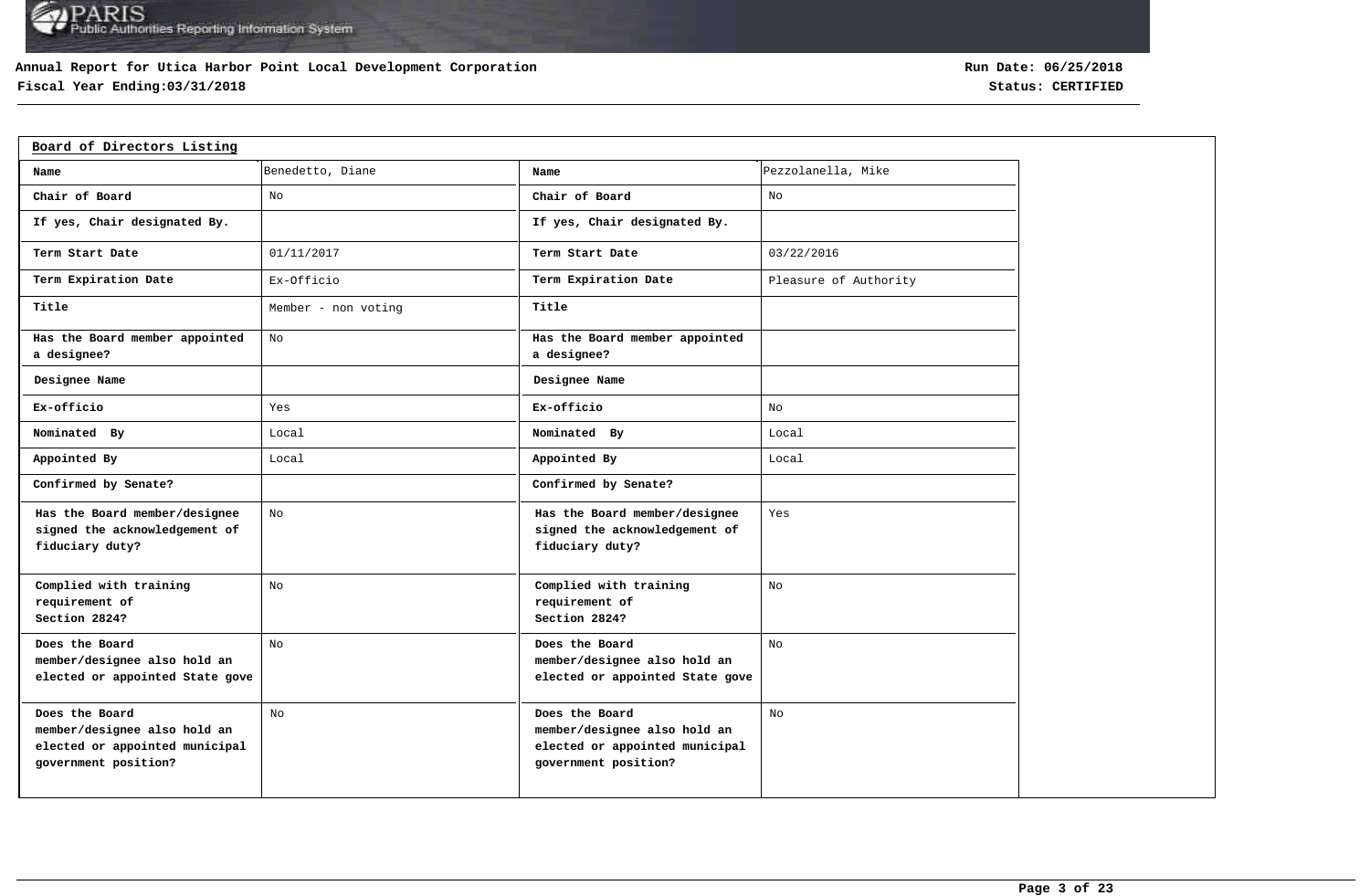**Annual Report for Utica Harbor Point Local Development Corporation**

**Fiscal Year Ending:03/31/2018**

**Run Date: 06/25/2018**

**Status: CERTIFIED**

## Board of Directors Listing

| Name | Benedetto, Diane | Name | Pezzolanella, Mike |
|---|---|---|---|
| Chair of Board | No | Chair of Board | No |
| If yes, Chair designated By. | | If yes, Chair designated By. | |
| Term Start Date | 01/11/2017 | Term Start Date | 03/22/2016 |
| Term Expiration Date | Ex-Officio | Term Expiration Date | Pleasure of Authority |
| Title | Member - non voting | Title | |
| Has the Board member appointed a designee? | No | Has the Board member appointed a designee? | |
| Designee Name | | Designee Name | |
| Ex-officio | Yes | Ex-officio | No |
| Nominated By | Local | Nominated By | Local |
| Appointed By | Local | Appointed By | Local |
| Confirmed by Senate? | | Confirmed by Senate? | |
| Has the Board member/designee signed the acknowledgement of fiduciary duty? | No | Has the Board member/designee signed the acknowledgement of fiduciary duty? | Yes |
| Complied with training requirement of Section 2824? | No | Complied with training requirement of Section 2824? | No |
| Does the Board member/designee also hold an elected or appointed State gove | No | Does the Board member/designee also hold an elected or appointed State gove | No |
| Does the Board member/designee also hold an elected or appointed municipal government position? | No | Does the Board member/designee also hold an elected or appointed municipal government position? | No |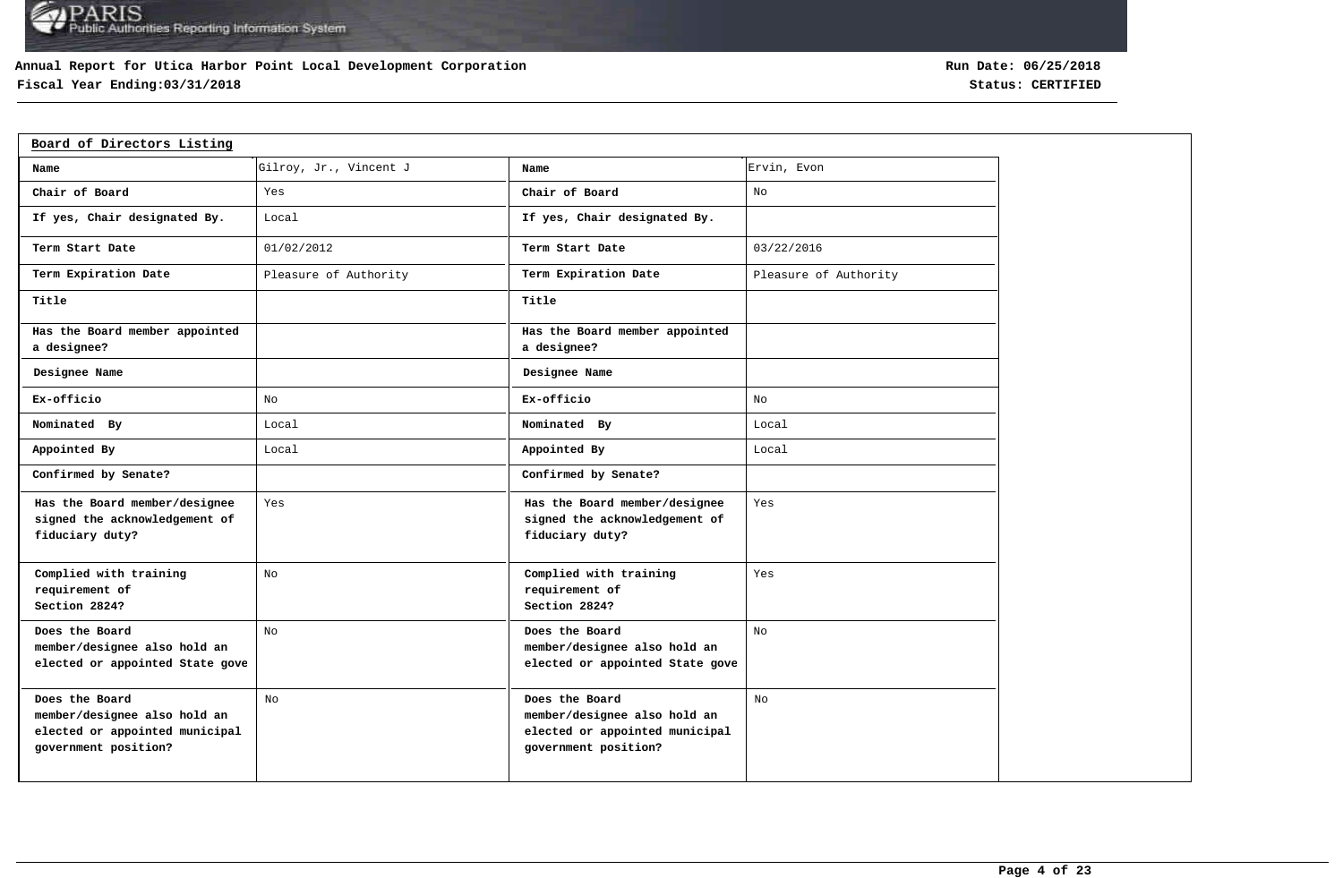Annual Report for Utica Harbor Point Local Development Corporation

Fiscal Year Ending:03/31/2018

Run Date: 06/25/2018

Status: CERTIFIED

## Board of Directors Listing

| Name | Gilroy, Jr., Vincent J | Name | Ervin, Evon |
|---|---|---|---|
| Chair of Board | Yes | Chair of Board | No |
| If yes, Chair designated By. | Local | If yes, Chair designated By. | |
| Term Start Date | 01/02/2012 | Term Start Date | 03/22/2016 |
| Term Expiration Date | Pleasure of Authority | Term Expiration Date | Pleasure of Authority |
| Title | | Title | |
| Has the Board member appointed a designee? | | Has the Board member appointed a designee? | |
| Designee Name | | Designee Name | |
| Ex-officio | No | Ex-officio | No |
| Nominated By | Local | Nominated By | Local |
| Appointed By | Local | Appointed By | Local |
| Confirmed by Senate? | | Confirmed by Senate? | |
| Has the Board member/designee signed the acknowledgement of fiduciary duty? | Yes | Has the Board member/designee signed the acknowledgement of fiduciary duty? | Yes |
| Complied with training requirement of Section 2824? | No | Complied with training requirement of Section 2824? | Yes |
| Does the Board member/designee also hold an elected or appointed State gove | No | Does the Board member/designee also hold an elected or appointed State gove | No |
| Does the Board member/designee also hold an elected or appointed municipal government position? | No | Does the Board member/designee also hold an elected or appointed municipal government position? | No |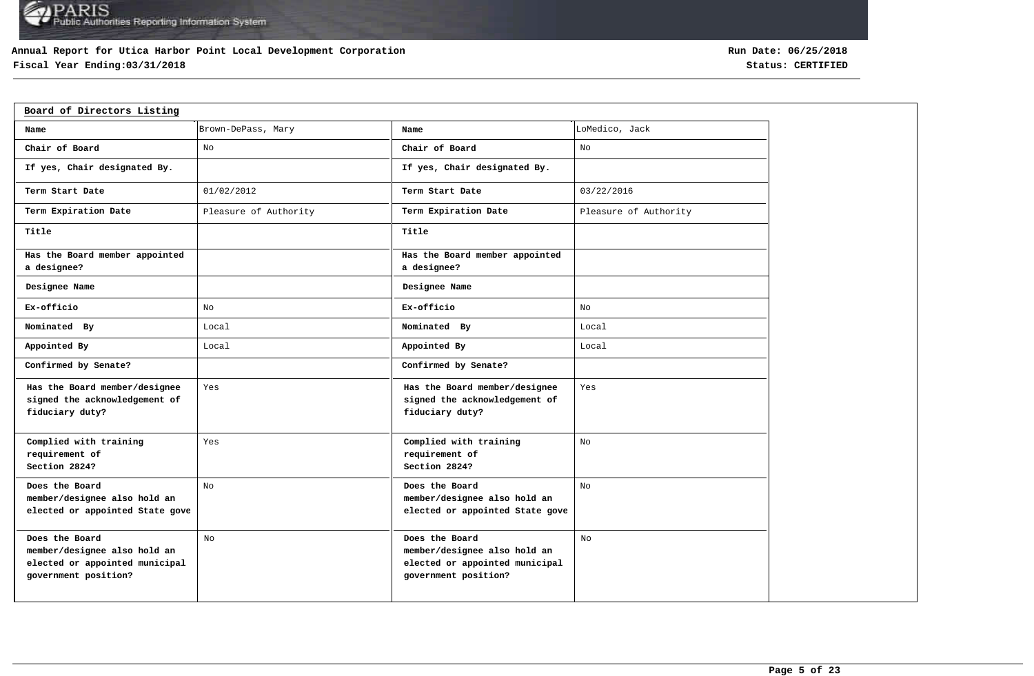**Annual Report for Utica Harbor Point Local Development Corporation**

**Fiscal Year Ending:03/31/2018**

**Run Date: 06/25/2018**

**Status: CERTIFIED**

**Board of Directors Listing**

| Name | Brown-DePass, Mary | Name | LoMedico, Jack |
|---|---|---|---|
| Chair of Board | No | Chair of Board | No |
| If yes, Chair designated By. | | If yes, Chair designated By. | |
| Term Start Date | 01/02/2012 | Term Start Date | 03/22/2016 |
| Term Expiration Date | Pleasure of Authority | Term Expiration Date | Pleasure of Authority |
| Title | | Title | |
| Has the Board member appointed a designee? | | Has the Board member appointed a designee? | |
| Designee Name | | Designee Name | |
| Ex-officio | No | Ex-officio | No |
| Nominated By | Local | Nominated By | Local |
| Appointed By | Local | Appointed By | Local |
| Confirmed by Senate? | | Confirmed by Senate? | |
| Has the Board member/designee signed the acknowledgement of fiduciary duty? | Yes | Has the Board member/designee signed the acknowledgement of fiduciary duty? | Yes |
| Complied with training requirement of Section 2824? | Yes | Complied with training requirement of Section 2824? | No |
| Does the Board member/designee also hold an elected or appointed State gove | No | Does the Board member/designee also hold an elected or appointed State gove | No |
| Does the Board member/designee also hold an elected or appointed municipal government position? | No | Does the Board member/designee also hold an elected or appointed municipal government position? | No |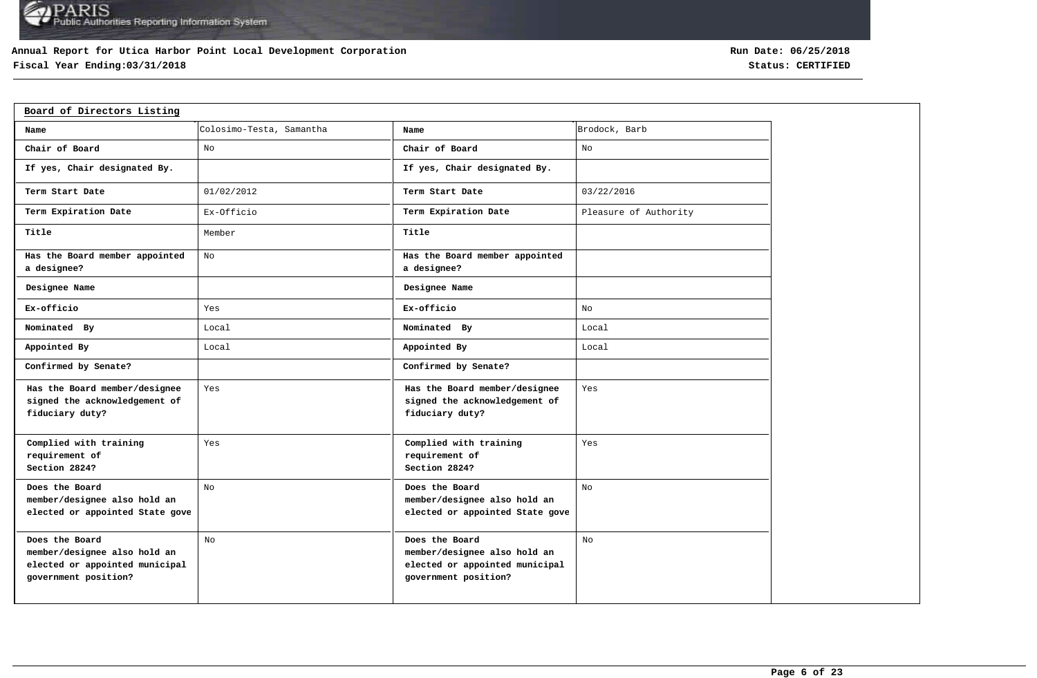**Annual Report for Utica Harbor Point Local Development Corporation**
**Fiscal Year Ending:03/31/2018**

**Run Date: 06/25/2018**
**Status: CERTIFIED**

## Board of Directors Listing

| Name | Colosimo-Testa, Samantha | Name | Brodock, Barb |
|---|---|---|---|
| Chair of Board | No | Chair of Board | No |
| If yes, Chair designated By. | | If yes, Chair designated By. | |
| Term Start Date | 01/02/2012 | Term Start Date | 03/22/2016 |
| Term Expiration Date | Ex-Officio | Term Expiration Date | Pleasure of Authority |
| Title | Member | Title | |
| Has the Board member appointed a designee? | No | Has the Board member appointed a designee? | |
| Designee Name | | Designee Name | |
| Ex-officio | Yes | Ex-officio | No |
| Nominated By | Local | Nominated By | Local |
| Appointed By | Local | Appointed By | Local |
| Confirmed by Senate? | | Confirmed by Senate? | |
| Has the Board member/designee signed the acknowledgement of fiduciary duty? | Yes | Has the Board member/designee signed the acknowledgement of fiduciary duty? | Yes |
| Complied with training requirement of Section 2824? | Yes | Complied with training requirement of Section 2824? | Yes |
| Does the Board member/designee also hold an elected or appointed State gove | No | Does the Board member/designee also hold an elected or appointed State gove | No |
| Does the Board member/designee also hold an elected or appointed municipal government position? | No | Does the Board member/designee also hold an elected or appointed municipal government position? | No |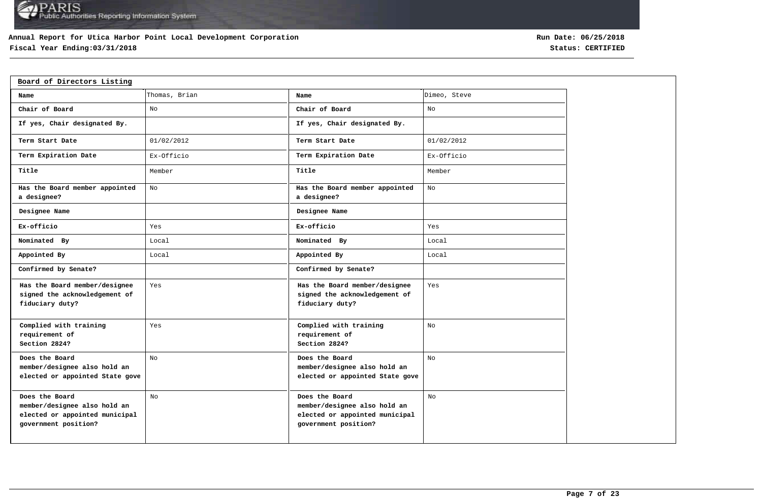**Annual Report for Utica Harbor Point Local Development Corporation**

**Fiscal Year Ending:03/31/2018**

**Run Date: 06/25/2018**

**Status: CERTIFIED**

## Board of Directors Listing

| Name | Thomas, Brian | Name | Dimeo, Steve |
|---|---|---|---|
| Chair of Board | No | Chair of Board | No |
| If yes, Chair designated By. | | If yes, Chair designated By. | |
| Term Start Date | 01/02/2012 | Term Start Date | 01/02/2012 |
| Term Expiration Date | Ex-Officio | Term Expiration Date | Ex-Officio |
| Title | Member | Title | Member |
| Has the Board member appointed a designee? | No | Has the Board member appointed a designee? | No |
| Designee Name | | Designee Name | |
| Ex-officio | Yes | Ex-officio | Yes |
| Nominated By | Local | Nominated By | Local |
| Appointed By | Local | Appointed By | Local |
| Confirmed by Senate? | | Confirmed by Senate? | |
| Has the Board member/designee signed the acknowledgement of fiduciary duty? | Yes | Has the Board member/designee signed the acknowledgement of fiduciary duty? | Yes |
| Complied with training requirement of Section 2824? | Yes | Complied with training requirement of Section 2824? | No |
| Does the Board member/designee also hold an elected or appointed State gove | No | Does the Board member/designee also hold an elected or appointed State gove | No |
| Does the Board member/designee also hold an elected or appointed municipal government position? | No | Does the Board member/designee also hold an elected or appointed municipal government position? | No |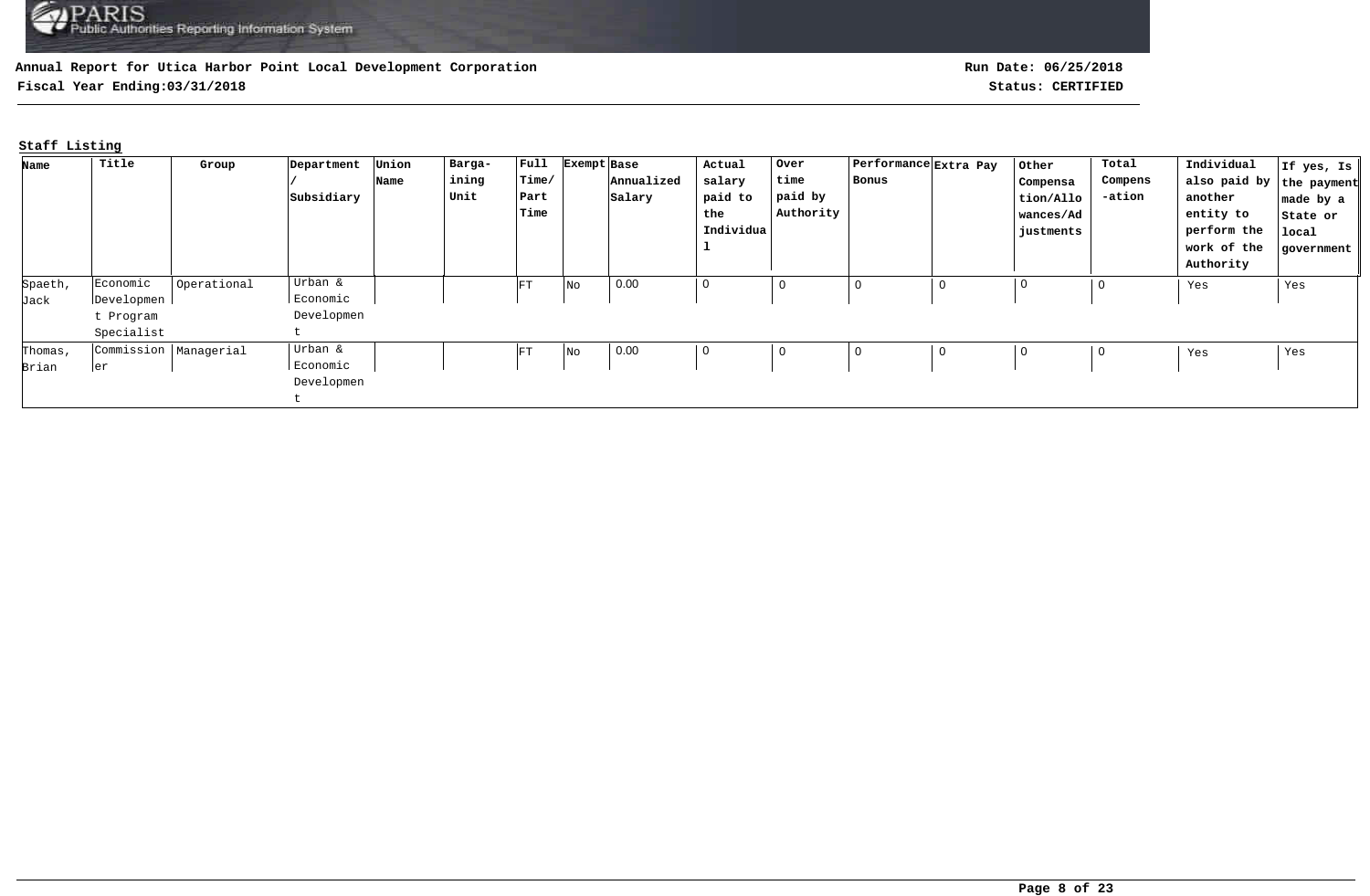**Annual Report for Utica Harbor Point Local Development Corporation**

**Fiscal Year Ending:03/31/2018**

**Run Date: 06/25/2018**

**Status: CERTIFIED**

**Staff Listing**

| Name | Title | Group | Department / Subsidiary | Union Name | Bargaining Unit | Full Time/ Part Time | Exempt | Base Annualized Salary | Actual salary paid to the Individual | Over time paid by Authority | Performance Bonus | Extra Pay | Other Compensation/Allowances/Adjustments | Total Compensation | Individual also paid by another entity to perform the work of the Authority | If yes, Is the payment made by a State or local government |
|---|---|---|---|---|---|---|---|---|---|---|---|---|---|---|---|---|
| Spaeth, Jack | Economic Development Program Specialist | Operational | Urban & Economic Development | | | FT | No | 0.00 | 0 | 0 | 0 | 0 | 0 | 0 | Yes | Yes |
| Thomas, Brian | Commissioner | Managerial | Urban & Economic Development | | | FT | No | 0.00 | 0 | 0 | 0 | 0 | 0 | 0 | Yes | Yes |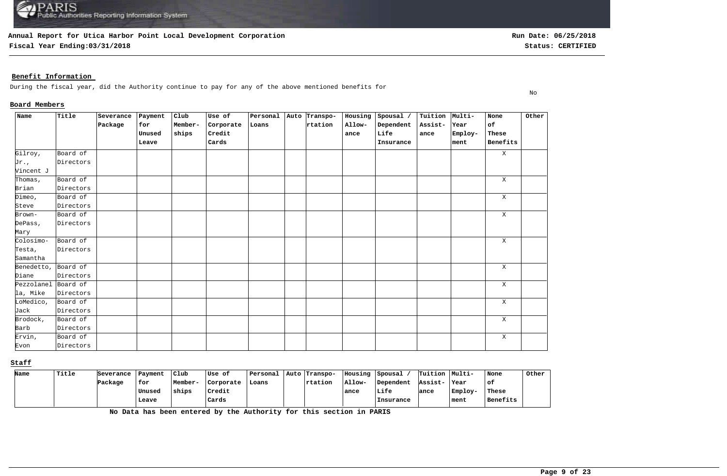**Annual Report for Utica Harbor Point Local Development Corporation**

**Fiscal Year Ending:03/31/2018**

**Run Date: 06/25/2018**

**Status: CERTIFIED**

## Benefit Information

During the fiscal year, did the Authority continue to pay for any of the above mentioned benefits for — No

### Board Members

| Name | Title | Severance Package | Payment for Unused Leave | Club Member-ships | Use of Corporate Credit Cards | Personal Loans | Auto | Transpo-rtation | Housing Allow-ance | Spousal / Dependent Life Insurance | Tuition Assist-ance | Multi-Year Employ-ment | None of These Benefits | Other |
|---|---|---|---|---|---|---|---|---|---|---|---|---|---|---|
| Gilroy, Jr., Vincent J | Board of Directors | | | | | | | | | | | | X | |
| Thomas, Brian | Board of Directors | | | | | | | | | | | | X | |
| Dimeo, Steve | Board of Directors | | | | | | | | | | | | X | |
| Brown-DePass, Mary | Board of Directors | | | | | | | | | | | | X | |
| Colosimo-Testa, Samantha | Board of Directors | | | | | | | | | | | | X | |
| Benedetto, Diane | Board of Directors | | | | | | | | | | | | X | |
| Pezzolanella, Mike | Board of Directors | | | | | | | | | | | | X | |
| LoMedico, Jack | Board of Directors | | | | | | | | | | | | X | |
| Brodock, Barb | Board of Directors | | | | | | | | | | | | X | |
| Ervin, Evon | Board of Directors | | | | | | | | | | | | X | |

### Staff

| Name | Title | Severance Package | Payment for Unused Leave | Club Member-ships | Use of Corporate Credit Cards | Personal Loans | Auto | Transpo-rtation | Housing Allow-ance | Spousal / Dependent Life Insurance | Tuition Assist-ance | Multi-Year Employ-ment | None of These Benefits | Other |
|---|---|---|---|---|---|---|---|---|---|---|---|---|---|---|

**No Data has been entered by the Authority for this section in PARIS**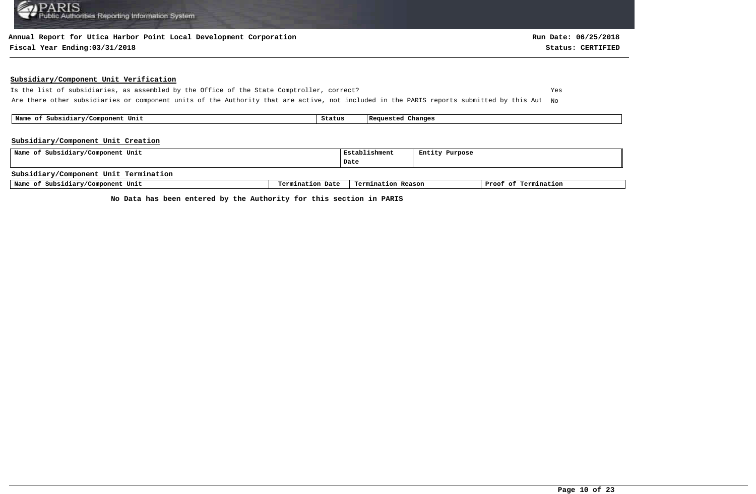**Annual Report for Utica Harbor Point Local Development Corporation**

**Fiscal Year Ending:03/31/2018**

**Run Date: 06/25/2018**

**Status: CERTIFIED**

## Subsidiary/Component Unit Verification

Is the list of subsidiaries, as assembled by the Office of the State Comptroller, correct? Yes

Are there other subsidiaries or component units of the Authority that are active, not included in the PARIS reports submitted by this Aut No

| Name of Subsidiary/Component Unit | Status | Requested Changes |
|---|---|---|

## Subsidiary/Component Unit Creation

| Name of Subsidiary/Component Unit | Establishment Date | Entity Purpose |
|---|---|---|

## Subsidiary/Component Unit Termination

| Name of Subsidiary/Component Unit | Termination Date | Termination Reason | Proof of Termination |
|---|---|---|---|

**No Data has been entered by the Authority for this section in PARIS**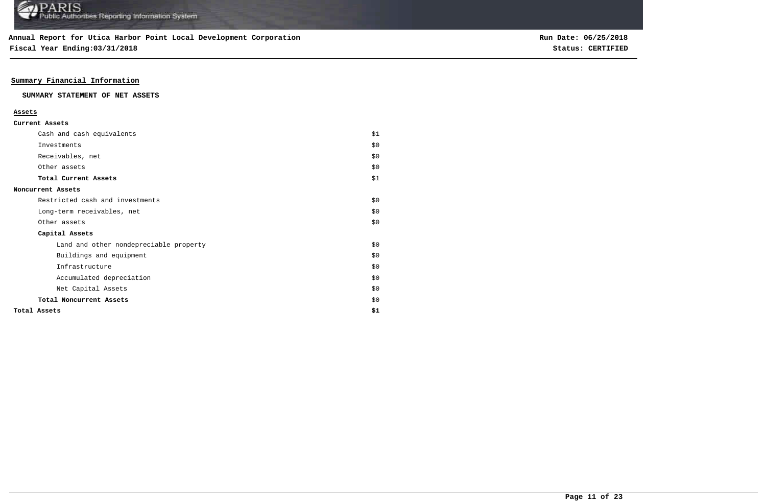**Annual Report for Utica Harbor Point Local Development Corporation**
**Fiscal Year Ending:03/31/2018**

**Run Date: 06/25/2018**
**Status: CERTIFIED**

## Summary Financial Information

### SUMMARY STATEMENT OF NET ASSETS

| **Assets** | |
|---|---|
| **Current Assets** | |
| Cash and cash equivalents | $1 |
| Investments | $0 |
| Receivables, net | $0 |
| Other assets | $0 |
| **Total Current Assets** | $1 |
| **Noncurrent Assets** | |
| Restricted cash and investments | $0 |
| Long-term receivables, net | $0 |
| Other assets | $0 |
| **Capital Assets** | |
| Land and other nondepreciable property | $0 |
| Buildings and equipment | $0 |
| Infrastructure | $0 |
| Accumulated depreciation | $0 |
| Net Capital Assets | $0 |
| **Total Noncurrent Assets** | $0 |
| **Total Assets** | **$1** |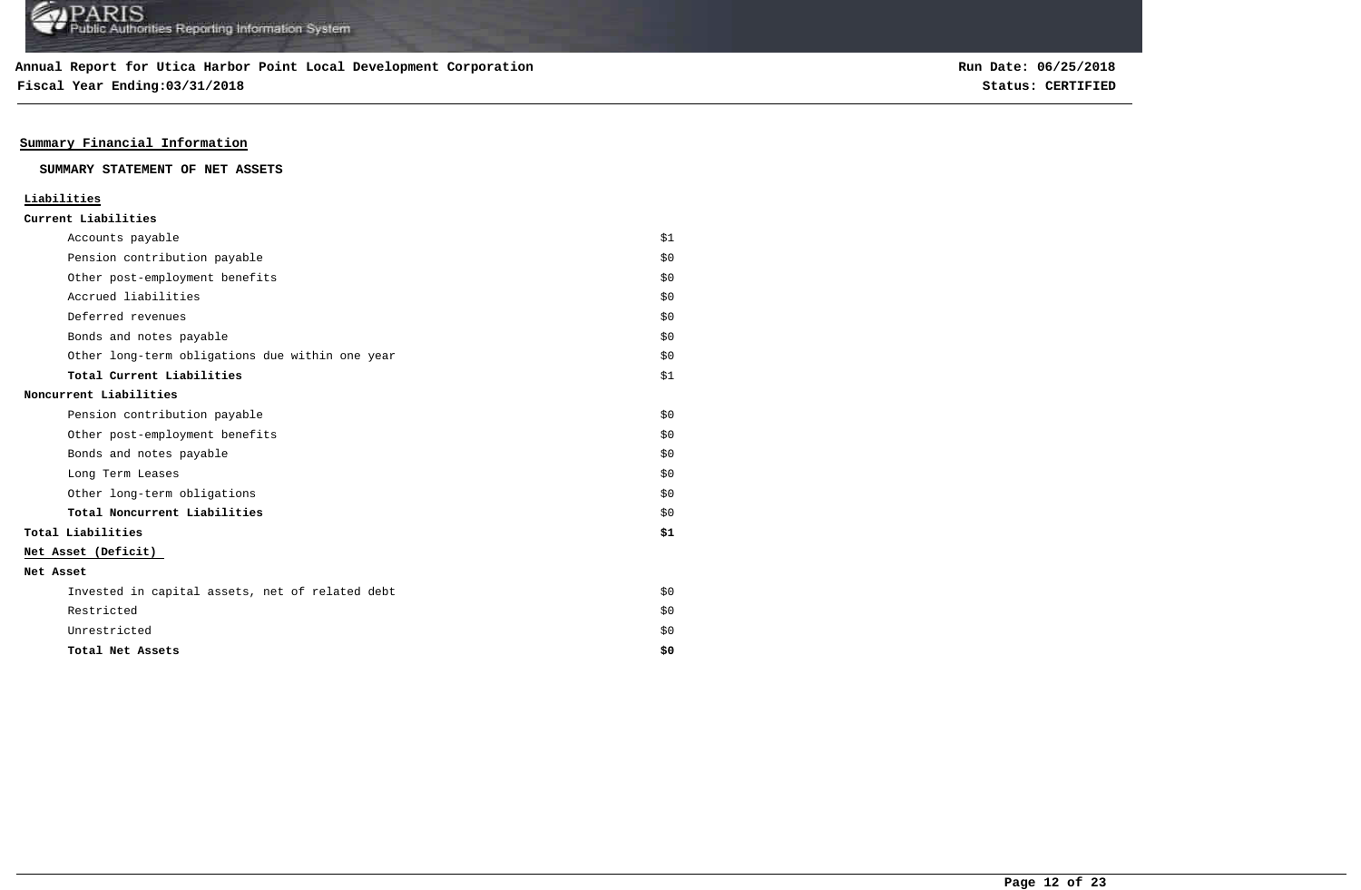**Annual Report for Utica Harbor Point Local Development Corporation**
**Fiscal Year Ending:03/31/2018**

**Run Date: 06/25/2018**
**Status: CERTIFIED**

## Summary Financial Information

### SUMMARY STATEMENT OF NET ASSETS

| **Liabilities** | |
|---|---|
| **Current Liabilities** | |
| Accounts payable | $1 |
| Pension contribution payable | $0 |
| Other post-employment benefits | $0 |
| Accrued liabilities | $0 |
| Deferred revenues | $0 |
| Bonds and notes payable | $0 |
| Other long-term obligations due within one year | $0 |
| **Total Current Liabilities** | $1 |
| **Noncurrent Liabilities** | |
| Pension contribution payable | $0 |
| Other post-employment benefits | $0 |
| Bonds and notes payable | $0 |
| Long Term Leases | $0 |
| Other long-term obligations | $0 |
| **Total Noncurrent Liabilities** | $0 |
| **Total Liabilities** | **$1** |
| **Net Asset (Deficit)** | |
| **Net Asset** | |
| Invested in capital assets, net of related debt | $0 |
| Restricted | $0 |
| Unrestricted | $0 |
| **Total Net Assets** | **$0** |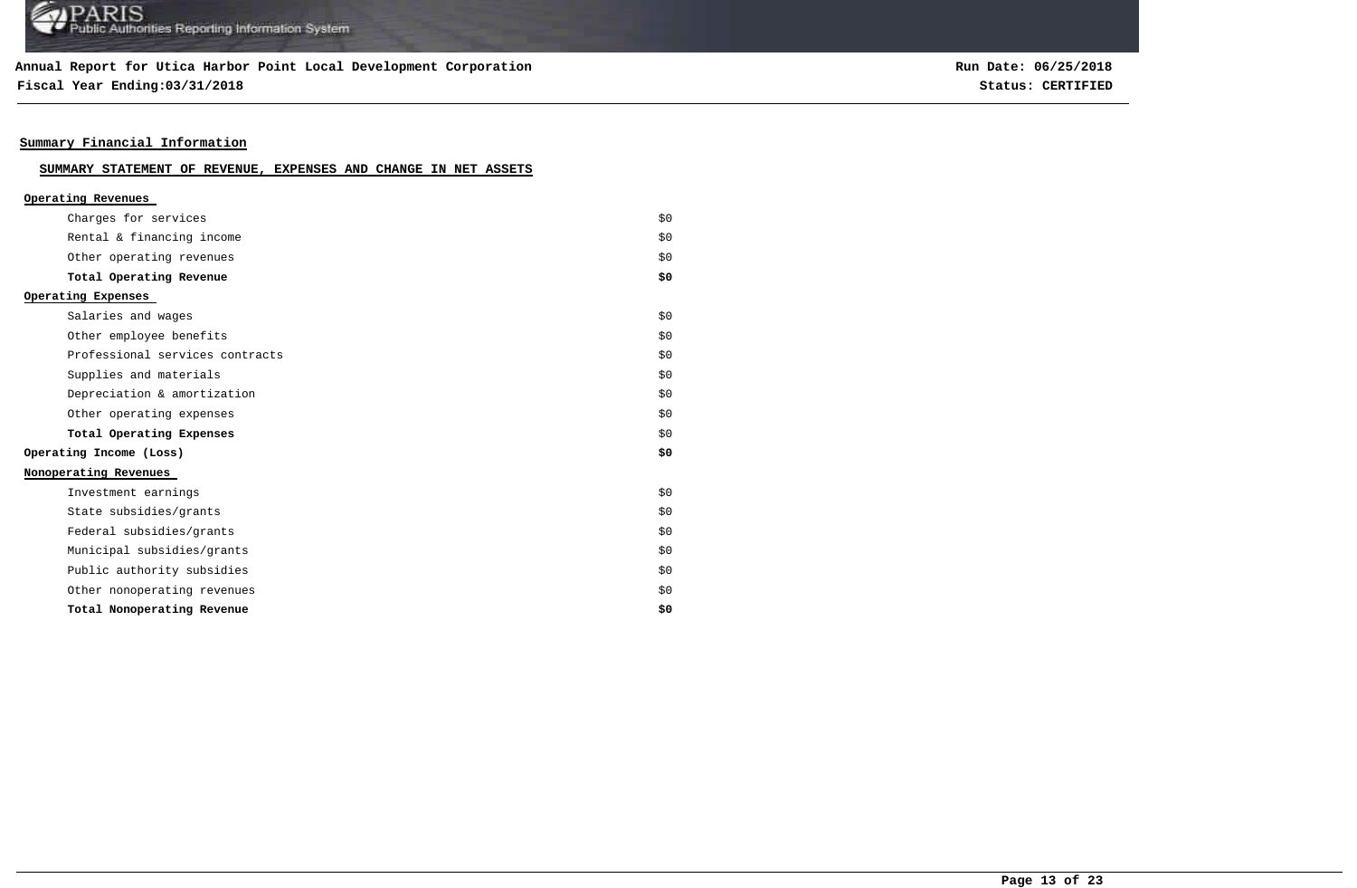**Annual Report for Utica Harbor Point Local Development Corporation**

**Fiscal Year Ending:03/31/2018**

**Run Date: 06/25/2018**

**Status: CERTIFIED**

## Summary Financial Information

### SUMMARY STATEMENT OF REVENUE, EXPENSES AND CHANGE IN NET ASSETS

| | |
|---|---|
| **Operating Revenues** | |
| Charges for services | $0 |
| Rental & financing income | $0 |
| Other operating revenues | $0 |
| **Total Operating Revenue** | **$0** |
| **Operating Expenses** | |
| Salaries and wages | $0 |
| Other employee benefits | $0 |
| Professional services contracts | $0 |
| Supplies and materials | $0 |
| Depreciation & amortization | $0 |
| Other operating expenses | $0 |
| **Total Operating Expenses** | $0 |
| **Operating Income (Loss)** | **$0** |
| **Nonoperating Revenues** | |
| Investment earnings | $0 |
| State subsidies/grants | $0 |
| Federal subsidies/grants | $0 |
| Municipal subsidies/grants | $0 |
| Public authority subsidies | $0 |
| Other nonoperating revenues | $0 |
| **Total Nonoperating Revenue** | **$0** |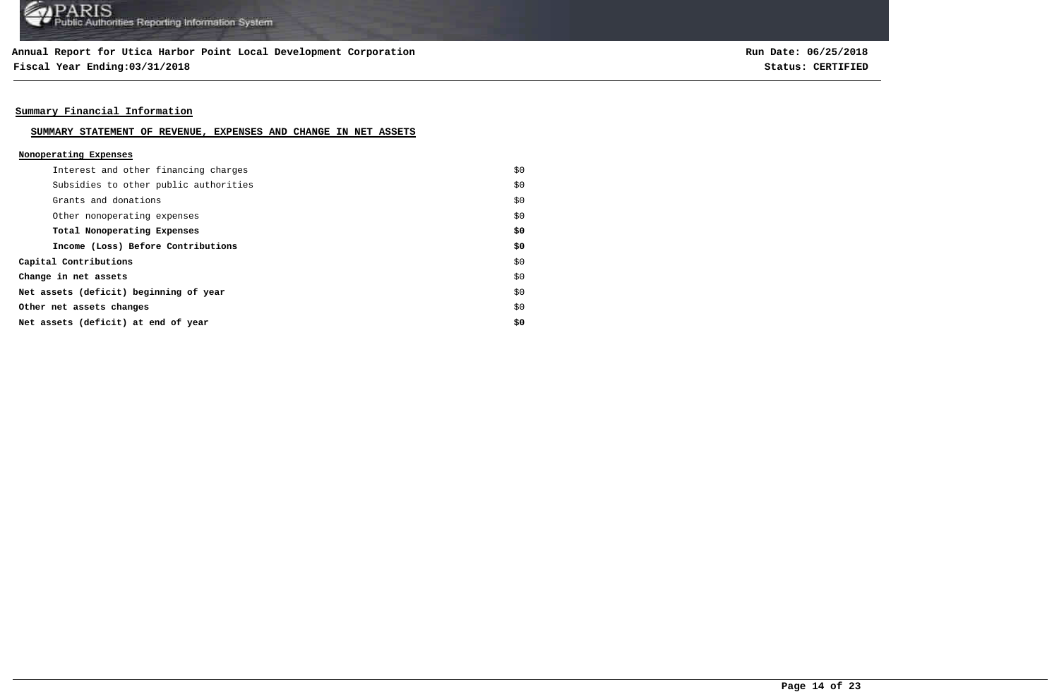**Annual Report for Utica Harbor Point Local Development Corporation**
**Fiscal Year Ending:03/31/2018**

**Run Date: 06/25/2018**
**Status: CERTIFIED**

## Summary Financial Information

### SUMMARY STATEMENT OF REVENUE, EXPENSES AND CHANGE IN NET ASSETS

| Nonoperating Expenses | |
|---|---|
| Interest and other financing charges | $0 |
| Subsidies to other public authorities | $0 |
| Grants and donations | $0 |
| Other nonoperating expenses | $0 |
| **Total Nonoperating Expenses** | **$0** |
| **Income (Loss) Before Contributions** | **$0** |
| **Capital Contributions** | $0 |
| **Change in net assets** | $0 |
| **Net assets (deficit) beginning of year** | $0 |
| **Other net assets changes** | $0 |
| **Net assets (deficit) at end of year** | **$0** |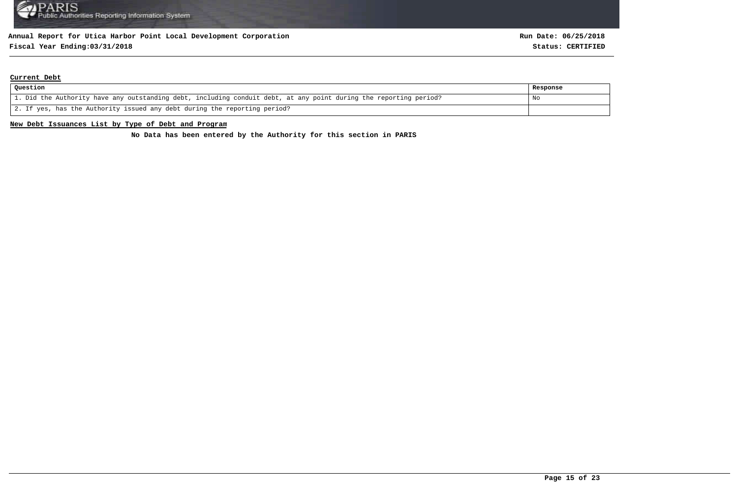**Annual Report for Utica Harbor Point Local Development Corporation**

**Fiscal Year Ending:03/31/2018**

**Run Date: 06/25/2018**

**Status: CERTIFIED**

## Current Debt

| Question | Response |
| --- | --- |
| 1. Did the Authority have any outstanding debt, including conduit debt, at any point during the reporting period? | No |
| 2. If yes, has the Authority issued any debt during the reporting period? | |

## New Debt Issuances List by Type of Debt and Program

**No Data has been entered by the Authority for this section in PARIS**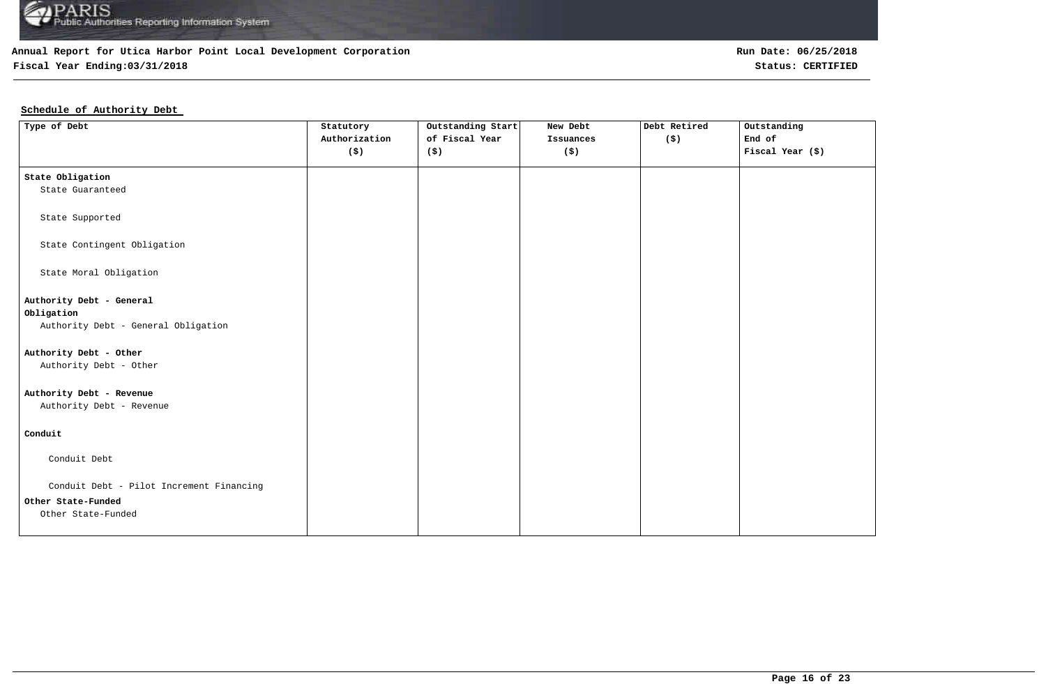**Annual Report for Utica Harbor Point Local Development Corporation**
**Fiscal Year Ending:03/31/2018**

**Run Date: 06/25/2018**
**Status: CERTIFIED**

**Schedule of Authority Debt**

| Type of Debt | Statutory Authorization ($) | Outstanding Start of Fiscal Year ($) | New Debt Issuances ($) | Debt Retired ($) | Outstanding End of Fiscal Year ($) |
|---|---|---|---|---|---|
| **State Obligation** | | | | | |
| State Guaranteed | | | | | |
| State Supported | | | | | |
| State Contingent Obligation | | | | | |
| State Moral Obligation | | | | | |
| **Authority Debt - General Obligation** | | | | | |
| Authority Debt - General Obligation | | | | | |
| **Authority Debt - Other** | | | | | |
| Authority Debt - Other | | | | | |
| **Authority Debt - Revenue** | | | | | |
| Authority Debt - Revenue | | | | | |
| **Conduit** | | | | | |
| Conduit Debt | | | | | |
| Conduit Debt - Pilot Increment Financing | | | | | |
| **Other State-Funded** | | | | | |
| Other State-Funded | | | | | |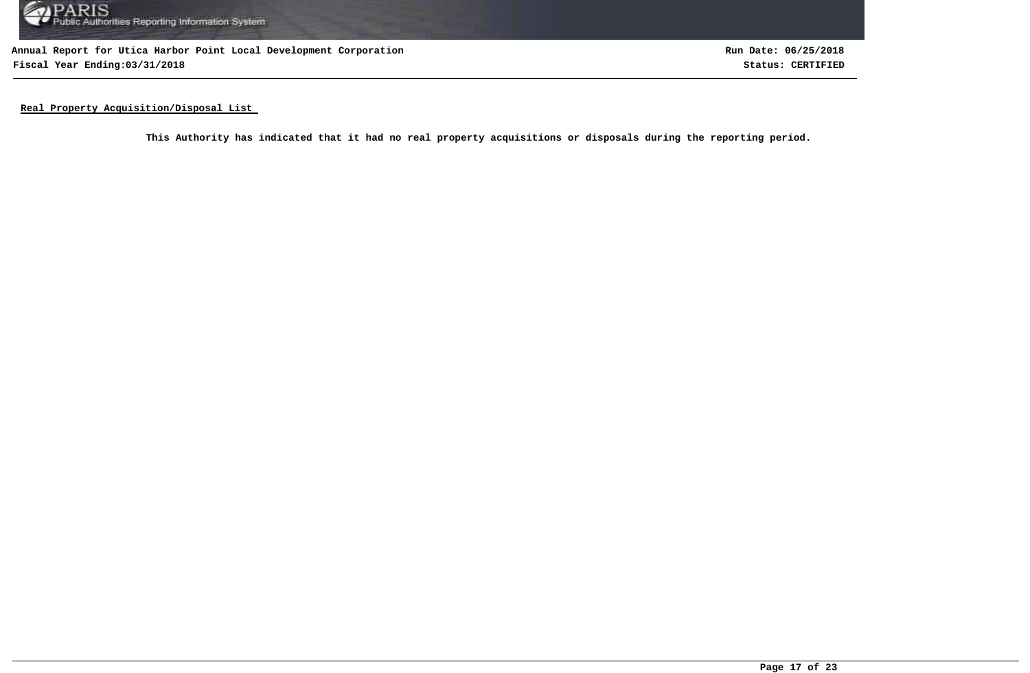**Annual Report for Utica Harbor Point Local Development Corporation**
**Fiscal Year Ending:03/31/2018**

**Run Date: 06/25/2018**
**Status: CERTIFIED**

## Real Property Acquisition/Disposal List

**This Authority has indicated that it had no real property acquisitions or disposals during the reporting period.**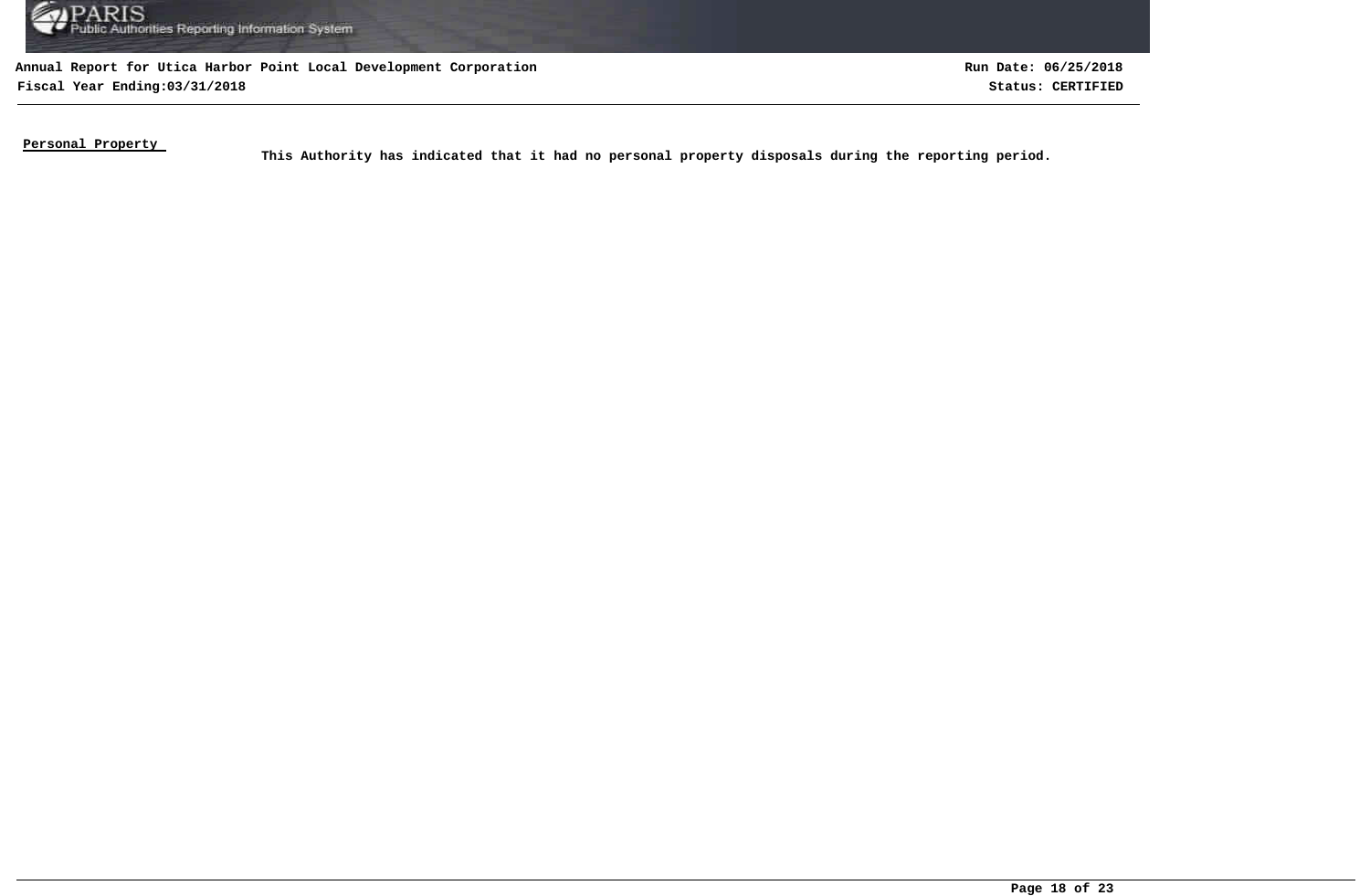**Personal Property**

**This Authority has indicated that it had no personal property disposals during the reporting period.**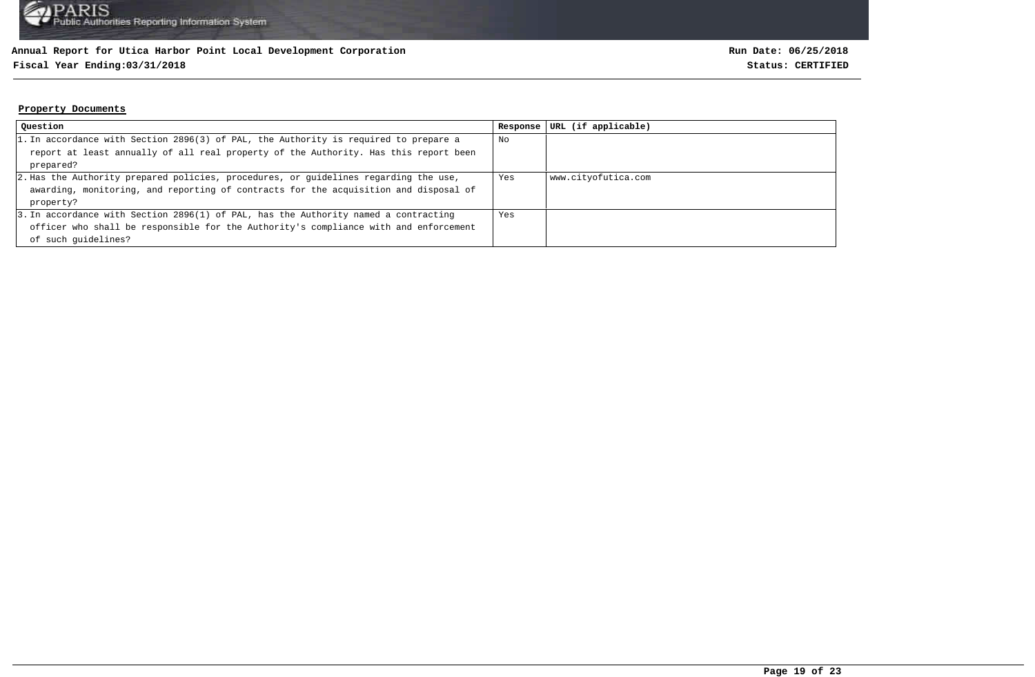**Annual Report for Utica Harbor Point Local Development Corporation**

**Fiscal Year Ending:03/31/2018**

**Run Date: 06/25/2018**

**Status: CERTIFIED**

## Property Documents

| Question | Response | URL (if applicable) |
| --- | --- | --- |
| 1. In accordance with Section 2896(3) of PAL, the Authority is required to prepare a report at least annually of all real property of the Authority. Has this report been prepared? | No | |
| 2. Has the Authority prepared policies, procedures, or guidelines regarding the use, awarding, monitoring, and reporting of contracts for the acquisition and disposal of property? | Yes | www.cityofutica.com |
| 3. In accordance with Section 2896(1) of PAL, has the Authority named a contracting officer who shall be responsible for the Authority's compliance with and enforcement of such guidelines? | Yes | |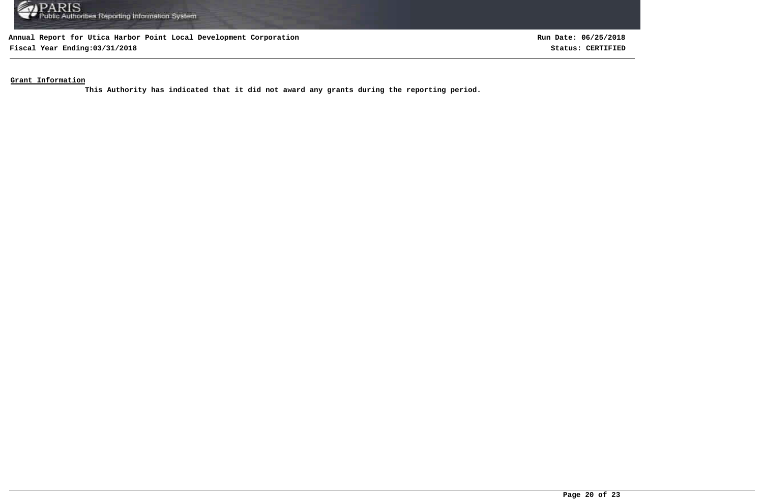**Grant Information**

**This Authority has indicated that it did not award any grants during the reporting period.**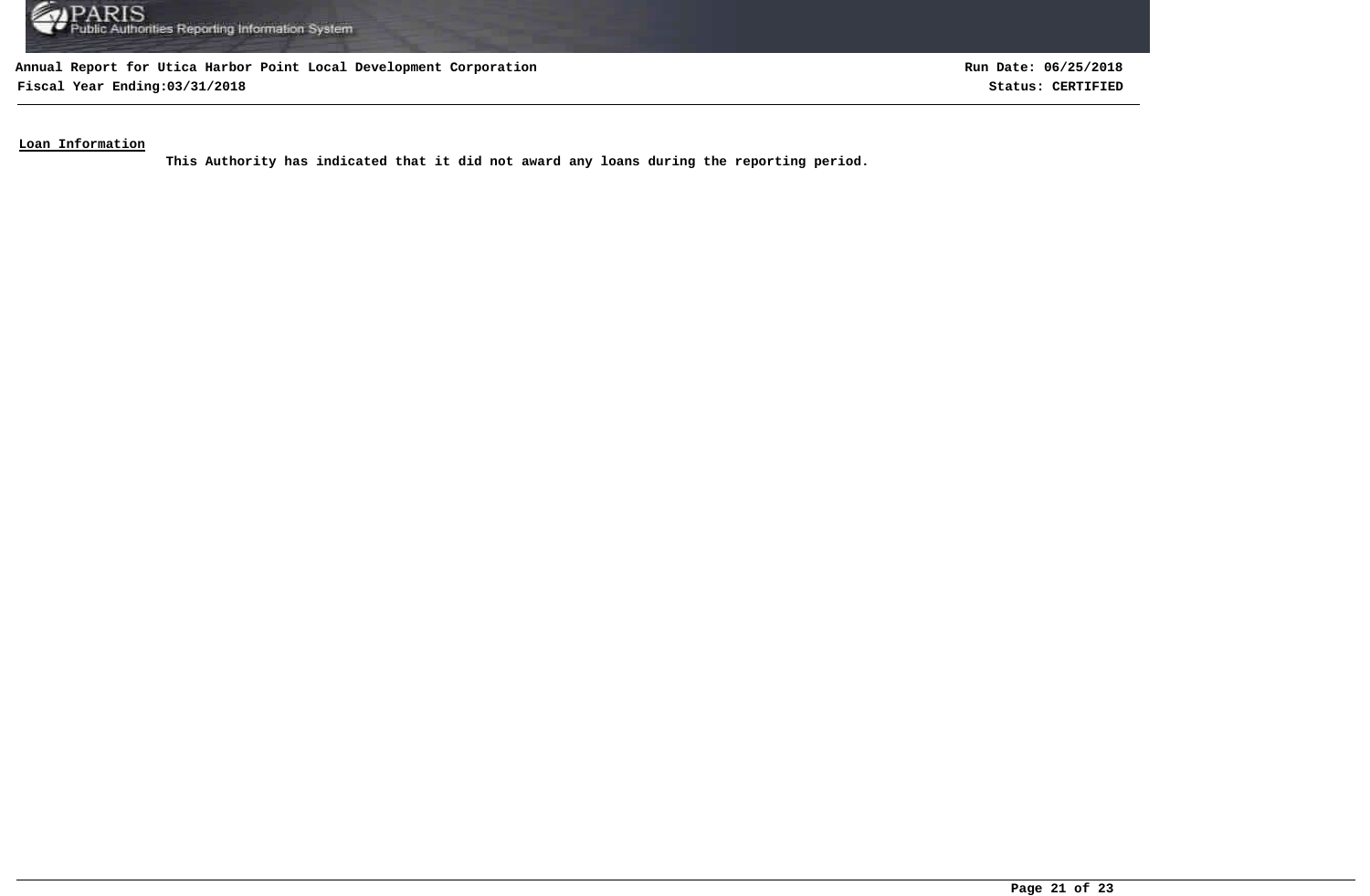**Loan Information**

**This Authority has indicated that it did not award any loans during the reporting period.**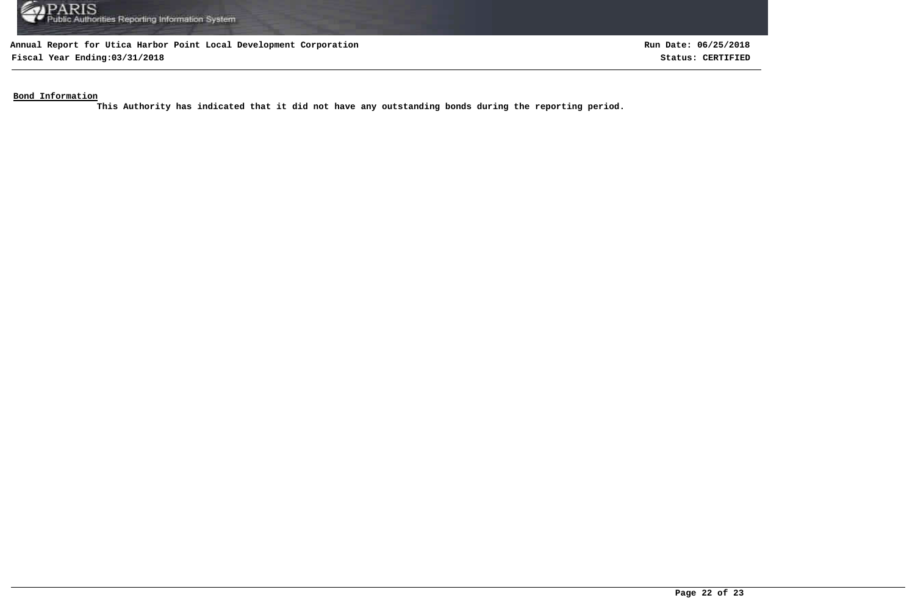**Bond Information**

**This Authority has indicated that it did not have any outstanding bonds during the reporting period.**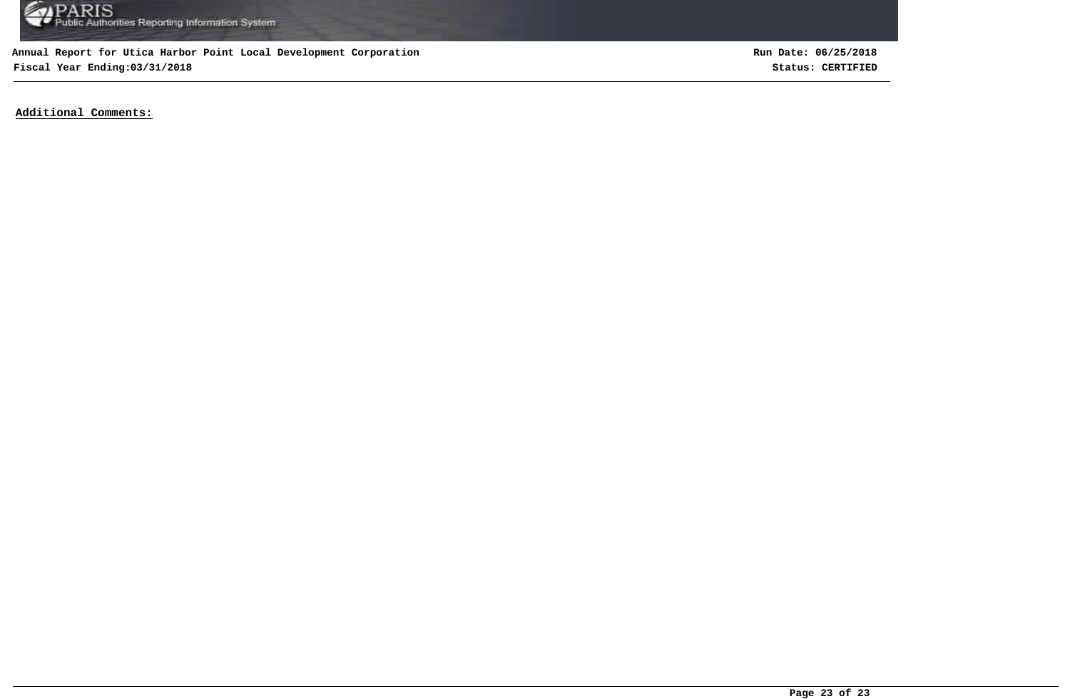**Additional Comments:**